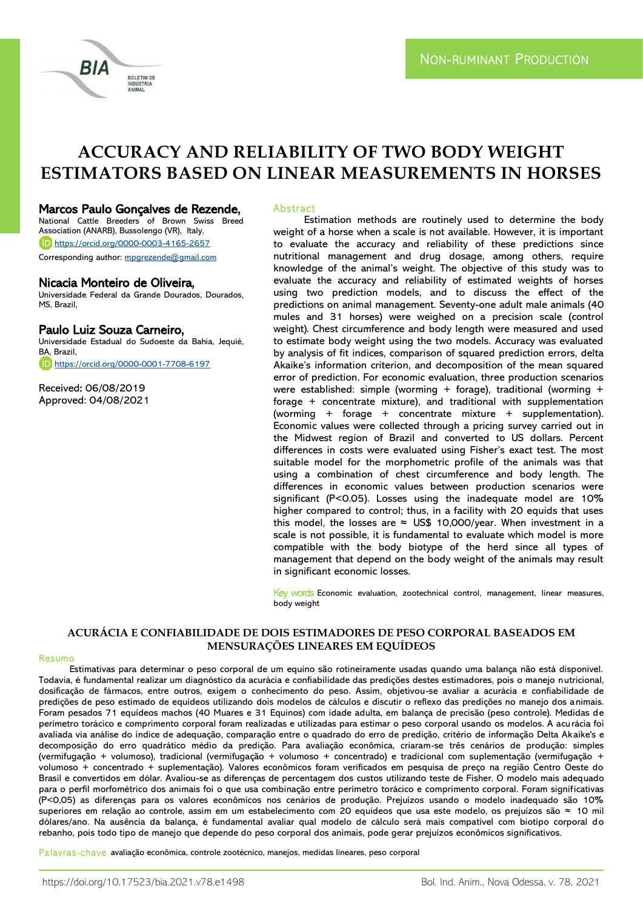NON-RUMINANT PRODUCTION

# ACCURACY AND RELIABILITY OF TWO BODY WEIGHT ESTIMATORS BASED ON LINEAR MEASUREMENTS IN HORSES

**Marcos Paulo Gonçalves de Rezende,**
National Cattle Breeders of Brown Swiss Breed Association (ANARB), Bussolengo (VR), Italy,
https://orcid.org/0000-0003-4165-2657
Corresponding author: mpgrezende@gmail.com

**Nicacia Monteiro de Oliveira,**
Universidade Federal da Grande Dourados, Dourados, MS, Brazil,

**Paulo Luiz Souza Carneiro,**
Universidade Estadual do Sudoeste da Bahia, Jequié, BA, Brazil,
https://orcid.org/0000-0001-7708-6197

Received: 06/08/2019
Approved: 04/08/2021

## Abstract

Estimation methods are routinely used to determine the body weight of a horse when a scale is not available. However, it is important to evaluate the accuracy and reliability of these predictions since nutritional management and drug dosage, among others, require knowledge of the animal's weight. The objective of this study was to evaluate the accuracy and reliability of estimated weights of horses using two prediction models, and to discuss the effect of the predictions on animal management. Seventy-one adult male animals (40 mules and 31 horses) were weighed on a precision scale (control weight). Chest circumference and body length were measured and used to estimate body weight using the two models. Accuracy was evaluated by analysis of fit indices, comparison of squared prediction errors, delta Akaike's information criterion, and decomposition of the mean squared error of prediction. For economic evaluation, three production scenarios were established: simple (worming + forage), traditional (worming + forage + concentrate mixture), and traditional with supplementation (worming + forage + concentrate mixture + supplementation). Economic values were collected through a pricing survey carried out in the Midwest region of Brazil and converted to US dollars. Percent differences in costs were evaluated using Fisher's exact test. The most suitable model for the morphometric profile of the animals was that using a combination of chest circumference and body length. The differences in economic values between production scenarios were significant ($P<0.05$). Losses using the inadequate model are 10% higher compared to control; thus, in a facility with 20 equids that uses this model, the losses are ≈ US$ 10,000/year. When investment in a scale is not possible, it is fundamental to evaluate which model is more compatible with the body biotype of the herd since all types of management that depend on the body weight of the animals may result in significant economic losses.

**Key words** Economic evaluation, zootechnical control, management, linear measures, body weight

## ACURÁCIA E CONFIABILIDADE DE DOIS ESTIMADORES DE PESO CORPORAL BASEADOS EM MENSURAÇÕES LINEARES EM EQUÍDEOS

### Resumo

Estimativas para determinar o peso corporal de um equino são rotineiramente usadas quando uma balança não está disponível. Todavia, é fundamental realizar um diagnóstico da acurácia e confiabilidade das predições destes estimadores, pois o manejo nutricional, dosificação de fármacos, entre outros, exigem o conhecimento do peso. Assim, objetivou-se avaliar a acurácia e confiabilidade de predições de peso estimado de equídeos utilizando dois modelos de cálculos e discutir o reflexo das predições no manejo dos animais. Foram pesados 71 equídeos machos (40 Muares e 31 Equinos) com idade adulta, em balança de precisão (peso controle). Medidas de perímetro torácico e comprimento corporal foram realizadas e utilizadas para estimar o peso corporal usando os modelos. A acurácia foi avaliada via análise do índice de adequação, comparação entre o quadrado do erro de predição, critério de informação Delta Akaike's e decomposição do erro quadrático médio da predição. Para avaliação econômica, criaram-se três cenários de produção: simples (vermifugação + volumoso), tradicional (vermifugação + volumoso + concentrado) e tradicional com suplementação (vermifugação + volumoso + concentrado + suplementação). Valores econômicos foram verificados em pesquisa de preço na região Centro Oeste do Brasil e convertidos em dólar. Avaliou-se as diferenças de percentagem dos custos utilizando teste de Fisher. O modelo mais adequado para o perfil morfométrico dos animais foi o que usa combinação entre perímetro torácico e comprimento corporal. Foram significativas ($P<0,05$) as diferenças para os valores econômicos nos cenários de produção. Prejuízos usando o modelo inadequado são 10% superiores em relação ao controle, assim em um estabelecimento com 20 equídeos que usa este modelo, os prejuízos são ≈ 10 mil dólares/ano. Na ausência da balança, é fundamental avaliar qual modelo de cálculo será mais compatível com biotipo corporal do rebanho, pois todo tipo de manejo que depende do peso corporal dos animais, pode gerar prejuízos econômicos significativos.

**Palavras-chave** avaliação econômica, controle zootécnico, manejos, medidas lineares, peso corporal

https://doi.org/10.17523/bia.2021.v78.e1498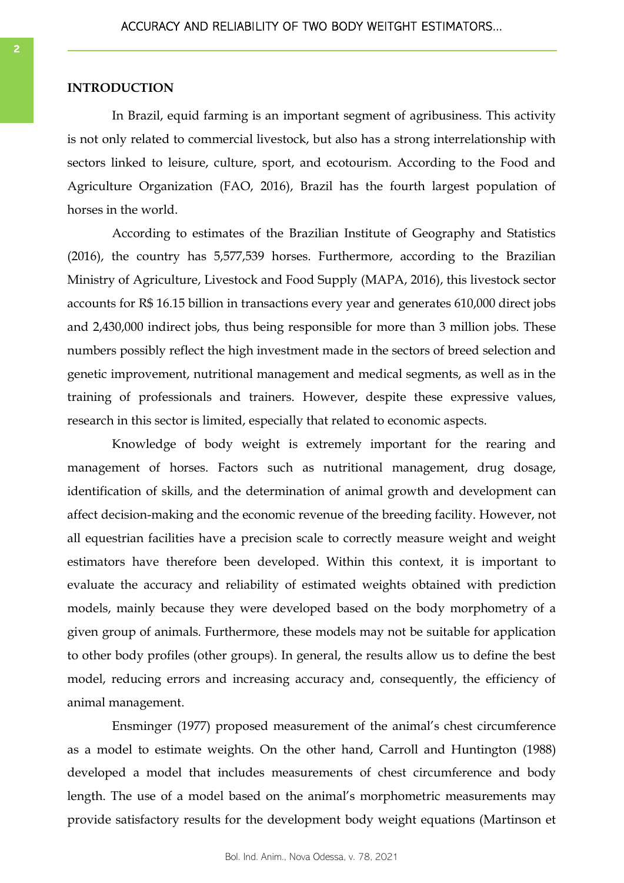## INTRODUCTION

In Brazil, equid farming is an important segment of agribusiness. This activity is not only related to commercial livestock, but also has a strong interrelationship with sectors linked to leisure, culture, sport, and ecotourism. According to the Food and Agriculture Organization (FAO, 2016), Brazil has the fourth largest population of horses in the world.

According to estimates of the Brazilian Institute of Geography and Statistics (2016), the country has 5,577,539 horses. Furthermore, according to the Brazilian Ministry of Agriculture, Livestock and Food Supply (MAPA, 2016), this livestock sector accounts for R$ 16.15 billion in transactions every year and generates 610,000 direct jobs and 2,430,000 indirect jobs, thus being responsible for more than 3 million jobs. These numbers possibly reflect the high investment made in the sectors of breed selection and genetic improvement, nutritional management and medical segments, as well as in the training of professionals and trainers. However, despite these expressive values, research in this sector is limited, especially that related to economic aspects.

Knowledge of body weight is extremely important for the rearing and management of horses. Factors such as nutritional management, drug dosage, identification of skills, and the determination of animal growth and development can affect decision-making and the economic revenue of the breeding facility. However, not all equestrian facilities have a precision scale to correctly measure weight and weight estimators have therefore been developed. Within this context, it is important to evaluate the accuracy and reliability of estimated weights obtained with prediction models, mainly because they were developed based on the body morphometry of a given group of animals. Furthermore, these models may not be suitable for application to other body profiles (other groups). In general, the results allow us to define the best model, reducing errors and increasing accuracy and, consequently, the efficiency of animal management.

Ensminger (1977) proposed measurement of the animal's chest circumference as a model to estimate weights. On the other hand, Carroll and Huntington (1988) developed a model that includes measurements of chest circumference and body length. The use of a model based on the animal's morphometric measurements may provide satisfactory results for the development body weight equations (Martinson et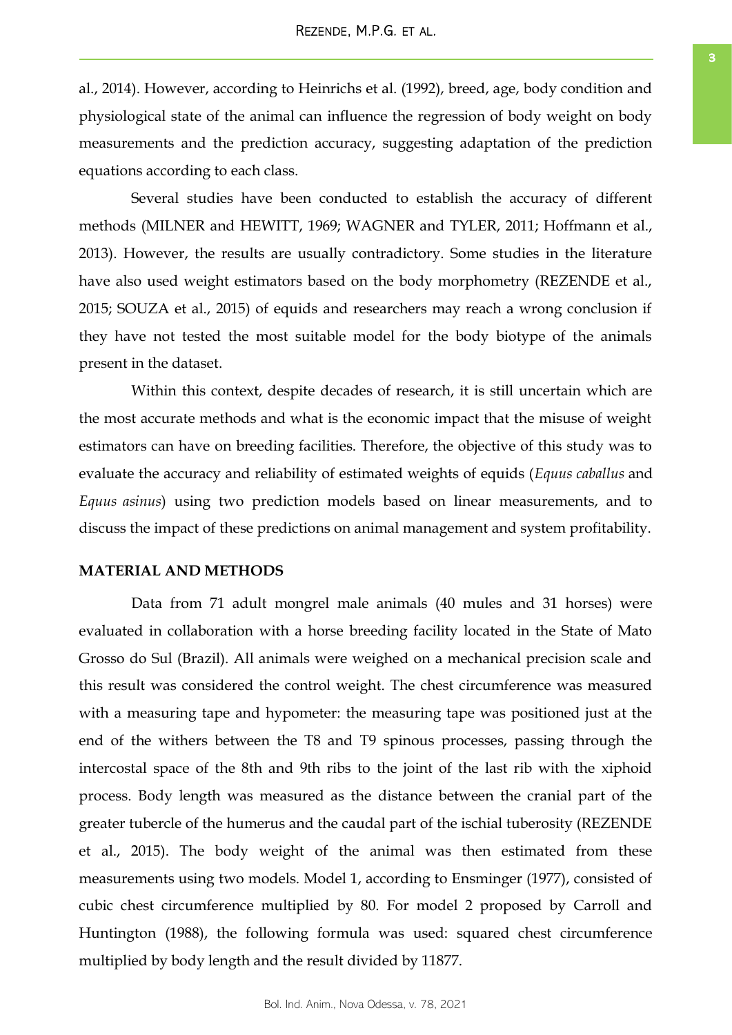al., 2014). However, according to Heinrichs et al. (1992), breed, age, body condition and physiological state of the animal can influence the regression of body weight on body measurements and the prediction accuracy, suggesting adaptation of the prediction equations according to each class.

Several studies have been conducted to establish the accuracy of different methods (MILNER and HEWITT, 1969; WAGNER and TYLER, 2011; Hoffmann et al., 2013). However, the results are usually contradictory. Some studies in the literature have also used weight estimators based on the body morphometry (REZENDE et al., 2015; SOUZA et al., 2015) of equids and researchers may reach a wrong conclusion if they have not tested the most suitable model for the body biotype of the animals present in the dataset.

Within this context, despite decades of research, it is still uncertain which are the most accurate methods and what is the economic impact that the misuse of weight estimators can have on breeding facilities. Therefore, the objective of this study was to evaluate the accuracy and reliability of estimated weights of equids (*Equus caballus* and *Equus asinus*) using two prediction models based on linear measurements, and to discuss the impact of these predictions on animal management and system profitability.

## MATERIAL AND METHODS

Data from 71 adult mongrel male animals (40 mules and 31 horses) were evaluated in collaboration with a horse breeding facility located in the State of Mato Grosso do Sul (Brazil). All animals were weighed on a mechanical precision scale and this result was considered the control weight. The chest circumference was measured with a measuring tape and hypometer: the measuring tape was positioned just at the end of the withers between the T8 and T9 spinous processes, passing through the intercostal space of the 8th and 9th ribs to the joint of the last rib with the xiphoid process. Body length was measured as the distance between the cranial part of the greater tubercle of the humerus and the caudal part of the ischial tuberosity (REZENDE et al., 2015). The body weight of the animal was then estimated from these measurements using two models. Model 1, according to Ensminger (1977), consisted of cubic chest circumference multiplied by 80. For model 2 proposed by Carroll and Huntington (1988), the following formula was used: squared chest circumference multiplied by body length and the result divided by 11877.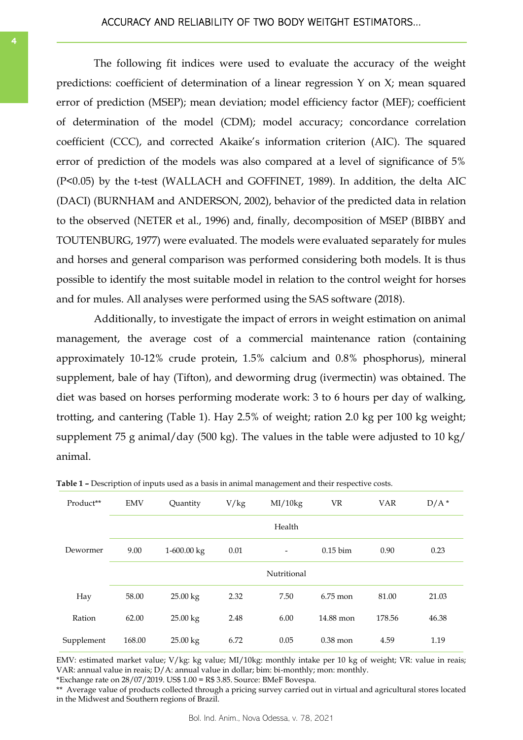The following fit indices were used to evaluate the accuracy of the weight predictions: coefficient of determination of a linear regression Y on X; mean squared error of prediction (MSEP); mean deviation; model efficiency factor (MEF); coefficient of determination of the model (CDM); model accuracy; concordance correlation coefficient (CCC), and corrected Akaike's information criterion (AIC). The squared error of prediction of the models was also compared at a level of significance of 5% ($P<0.05$) by the t-test (WALLACH and GOFFINET, 1989). In addition, the delta AIC (DACI) (BURNHAM and ANDERSON, 2002), behavior of the predicted data in relation to the observed (NETER et al., 1996) and, finally, decomposition of MSEP (BIBBY and TOUTENBURG, 1977) were evaluated. The models were evaluated separately for mules and horses and general comparison was performed considering both models. It is thus possible to identify the most suitable model in relation to the control weight for horses and for mules. All analyses were performed using the SAS software (2018).

Additionally, to investigate the impact of errors in weight estimation on animal management, the average cost of a commercial maintenance ration (containing approximately 10-12% crude protein, 1.5% calcium and 0.8% phosphorus), mineral supplement, bale of hay (Tifton), and deworming drug (ivermectin) was obtained. The diet was based on horses performing moderate work: 3 to 6 hours per day of walking, trotting, and cantering (Table 1). Hay 2.5% of weight; ration 2.0 kg per 100 kg weight; supplement 75 g animal/day (500 kg). The values in the table were adjusted to 10 kg/ animal.

**Table 1 –** Description of inputs used as a basis in animal management and their respective costs.

| Product** | EMV | Quantity | V/kg | MI/10kg | VR | VAR | D/A * |
|---|---|---|---|---|---|---|---|
| | | | | Health | | | |
| Dewormer | 9.00 | 1-600.00 kg | 0.01 | - | 0.15 bim | 0.90 | 0.23 |
| | | | | Nutritional | | | |
| Hay | 58.00 | 25.00 kg | 2.32 | 7.50 | 6.75 mon | 81.00 | 21.03 |
| Ration | 62.00 | 25.00 kg | 2.48 | 6.00 | 14.88 mon | 178.56 | 46.38 |
| Supplement | 168.00 | 25.00 kg | 6.72 | 0.05 | 0.38 mon | 4.59 | 1.19 |

EMV: estimated market value; V/kg: kg value; MI/10kg: monthly intake per 10 kg of weight; VR: value in reais; VAR: annual value in reais; D/A: annual value in dollar; bim: bi-monthly; mon: monthly.

*Exchange rate on 28/07/2019. US$ 1.00 = R$ 3.85. Source: BMeF Bovespa.

** Average value of products collected through a pricing survey carried out in virtual and agricultural stores located in the Midwest and Southern regions of Brazil.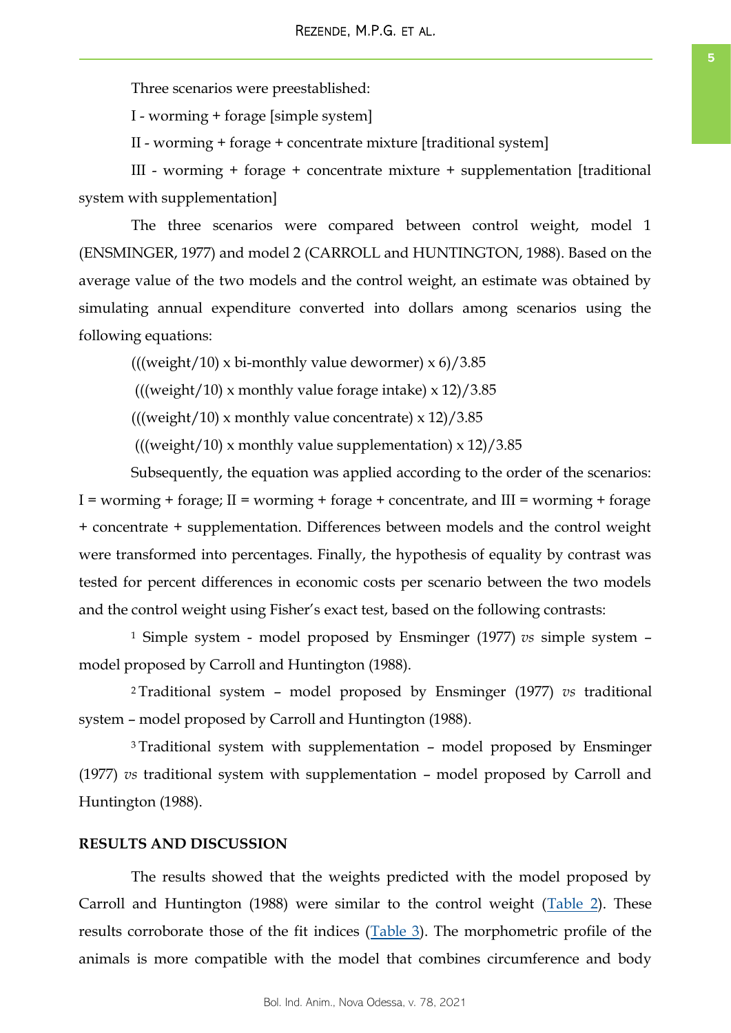Three scenarios were preestablished:

I - worming + forage [simple system]

II - worming + forage + concentrate mixture [traditional system]

III - worming + forage + concentrate mixture + supplementation [traditional system with supplementation]

The three scenarios were compared between control weight, model 1 (ENSMINGER, 1977) and model 2 (CARROLL and HUNTINGTON, 1988). Based on the average value of the two models and the control weight, an estimate was obtained by simulating annual expenditure converted into dollars among scenarios using the following equations:

(((weight/10) x bi-monthly value dewormer) x 6)/3.85

(((weight/10) x monthly value forage intake) x 12)/3.85

(((weight/10) x monthly value concentrate) x 12)/3.85

(((weight/10) x monthly value supplementation) x 12)/3.85

Subsequently, the equation was applied according to the order of the scenarios: I = worming + forage; II = worming + forage + concentrate, and III = worming + forage + concentrate + supplementation. Differences between models and the control weight were transformed into percentages. Finally, the hypothesis of equality by contrast was tested for percent differences in economic costs per scenario between the two models and the control weight using Fisher's exact test, based on the following contrasts:

[1] Simple system - model proposed by Ensminger (1977) *vs* simple system – model proposed by Carroll and Huntington (1988).

[2] Traditional system – model proposed by Ensminger (1977) *vs* traditional system – model proposed by Carroll and Huntington (1988).

[3] Traditional system with supplementation – model proposed by Ensminger (1977) *vs* traditional system with supplementation – model proposed by Carroll and Huntington (1988).

## RESULTS AND DISCUSSION

The results showed that the weights predicted with the model proposed by Carroll and Huntington (1988) were similar to the control weight (Table 2). These results corroborate those of the fit indices (Table 3). The morphometric profile of the animals is more compatible with the model that combines circumference and body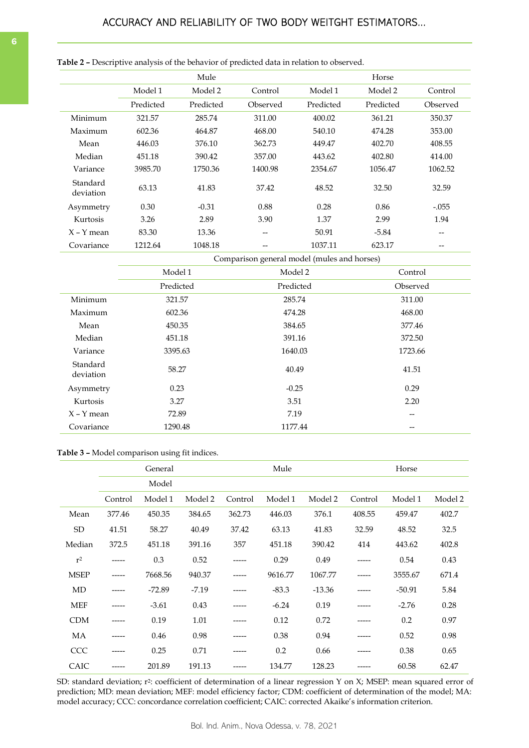**Table 2 –** Descriptive analysis of the behavior of predicted data in relation to observed.

| | Mule | | | Horse | | |
|---|---|---|---|---|---|---|
| | Model 1 | Model 2 | Control | Model 1 | Model 2 | Control |
| | Predicted | Predicted | Observed | Predicted | Predicted | Observed |
| Minimum | 321.57 | 285.74 | 311.00 | 400.02 | 361.21 | 350.37 |
| Maximum | 602.36 | 464.87 | 468.00 | 540.10 | 474.28 | 353.00 |
| Mean | 446.03 | 376.10 | 362.73 | 449.47 | 402.70 | 408.55 |
| Median | 451.18 | 390.42 | 357.00 | 443.62 | 402.80 | 414.00 |
| Variance | 3985.70 | 1750.36 | 1400.98 | 2354.67 | 1056.47 | 1062.52 |
| Standard deviation | 63.13 | 41.83 | 37.42 | 48.52 | 32.50 | 32.59 |
| Asymmetry | 0.30 | -0.31 | 0.88 | 0.28 | 0.86 | -.055 |
| Kurtosis | 3.26 | 2.89 | 3.90 | 1.37 | 2.99 | 1.94 |
| X – Y mean | 83.30 | 13.36 | -- | 50.91 | -5.84 | -- |
| Covariance | 1212.64 | 1048.18 | -- | 1037.11 | 623.17 | -- |

| | Comparison general model (mules and horses) | | |
|---|---|---|---|
| | Model 1 | Model 2 | Control |
| | Predicted | Predicted | Observed |
| Minimum | 321.57 | 285.74 | 311.00 |
| Maximum | 602.36 | 474.28 | 468.00 |
| Mean | 450.35 | 384.65 | 377.46 |
| Median | 451.18 | 391.16 | 372.50 |
| Variance | 3395.63 | 1640.03 | 1723.66 |
| Standard deviation | 58.27 | 40.49 | 41.51 |
| Asymmetry | 0.23 | -0.25 | 0.29 |
| Kurtosis | 3.27 | 3.51 | 2.20 |
| X – Y mean | 72.89 | 7.19 | -- |
| Covariance | 1290.48 | 1177.44 | -- |

**Table 3 –** Model comparison using fit indices.

| | General Model | | | Mule | | | Horse | | |
|---|---|---|---|---|---|---|---|---|---|
| | Control | Model 1 | Model 2 | Control | Model 1 | Model 2 | Control | Model 1 | Model 2 |
| Mean | 377.46 | 450.35 | 384.65 | 362.73 | 446.03 | 376.1 | 408.55 | 459.47 | 402.7 |
| SD | 41.51 | 58.27 | 40.49 | 37.42 | 63.13 | 41.83 | 32.59 | 48.52 | 32.5 |
| Median | 372.5 | 451.18 | 391.16 | 357 | 451.18 | 390.42 | 414 | 443.62 | 402.8 |
| $r^2$ | ----- | 0.3 | 0.52 | ----- | 0.29 | 0.49 | ----- | 0.54 | 0.43 |
| MSEP | ----- | 7668.56 | 940.37 | ----- | 9616.77 | 1067.77 | ----- | 3555.67 | 671.4 |
| MD | ----- | -72.89 | -7.19 | ----- | -83.3 | -13.36 | ----- | -50.91 | 5.84 |
| MEF | ----- | -3.61 | 0.43 | ----- | -6.24 | 0.19 | ----- | -2.76 | 0.28 |
| CDM | ----- | 0.19 | 1.01 | ----- | 0.12 | 0.72 | ----- | 0.2 | 0.97 |
| MA | ----- | 0.46 | 0.98 | ----- | 0.38 | 0.94 | ----- | 0.52 | 0.98 |
| CCC | ----- | 0.25 | 0.71 | ----- | 0.2 | 0.66 | ----- | 0.38 | 0.65 |
| CAIC | ----- | 201.89 | 191.13 | ----- | 134.77 | 128.23 | ----- | 60.58 | 62.47 |

SD: standard deviation; $r^2$: coefficient of determination of a linear regression Y on X; MSEP: mean squared error of prediction; MD: mean deviation; MEF: model efficiency factor; CDM: coefficient of determination of the model; MA: model accuracy; CCC: concordance correlation coefficient; CAIC: corrected Akaike's information criterion.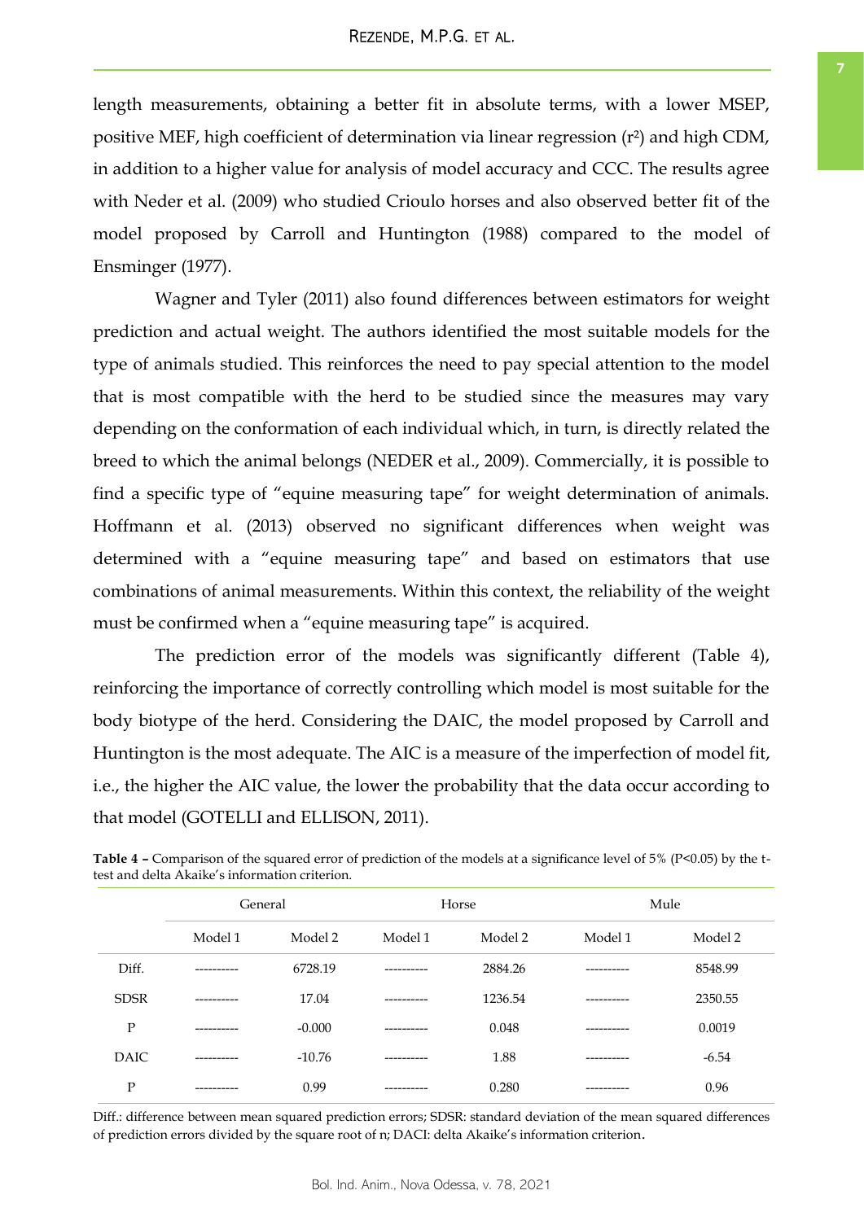length measurements, obtaining a better fit in absolute terms, with a lower MSEP, positive MEF, high coefficient of determination via linear regression ($r^2$) and high CDM, in addition to a higher value for analysis of model accuracy and CCC. The results agree with Neder et al. (2009) who studied Crioulo horses and also observed better fit of the model proposed by Carroll and Huntington (1988) compared to the model of Ensminger (1977).

Wagner and Tyler (2011) also found differences between estimators for weight prediction and actual weight. The authors identified the most suitable models for the type of animals studied. This reinforces the need to pay special attention to the model that is most compatible with the herd to be studied since the measures may vary depending on the conformation of each individual which, in turn, is directly related the breed to which the animal belongs (NEDER et al., 2009). Commercially, it is possible to find a specific type of "equine measuring tape" for weight determination of animals. Hoffmann et al. (2013) observed no significant differences when weight was determined with a "equine measuring tape" and based on estimators that use combinations of animal measurements. Within this context, the reliability of the weight must be confirmed when a "equine measuring tape" is acquired.

The prediction error of the models was significantly different (Table 4), reinforcing the importance of correctly controlling which model is most suitable for the body biotype of the herd. Considering the DAIC, the model proposed by Carroll and Huntington is the most adequate. The AIC is a measure of the imperfection of model fit, i.e., the higher the AIC value, the lower the probability that the data occur according to that model (GOTELLI and ELLISON, 2011).

**Table 4 –** Comparison of the squared error of prediction of the models at a significance level of 5% ($P<0.05$) by the t-test and delta Akaike's information criterion.

| | General | | Horse | | Mule | |
|---|---|---|---|---|---|---|
| | Model 1 | Model 2 | Model 1 | Model 2 | Model 1 | Model 2 |
| Diff. | ---------- | 6728.19 | ---------- | 2884.26 | ---------- | 8548.99 |
| SDSR | ---------- | 17.04 | ---------- | 1236.54 | ---------- | 2350.55 |
| P | ---------- | -0.000 | ---------- | 0.048 | ---------- | 0.0019 |
| DAIC | ---------- | -10.76 | ---------- | 1.88 | ---------- | -6.54 |
| P | ---------- | 0.99 | ---------- | 0.280 | ---------- | 0.96 |

Diff.: difference between mean squared prediction errors; SDSR: standard deviation of the mean squared differences of prediction errors divided by the square root of n; DACI: delta Akaike's information criterion.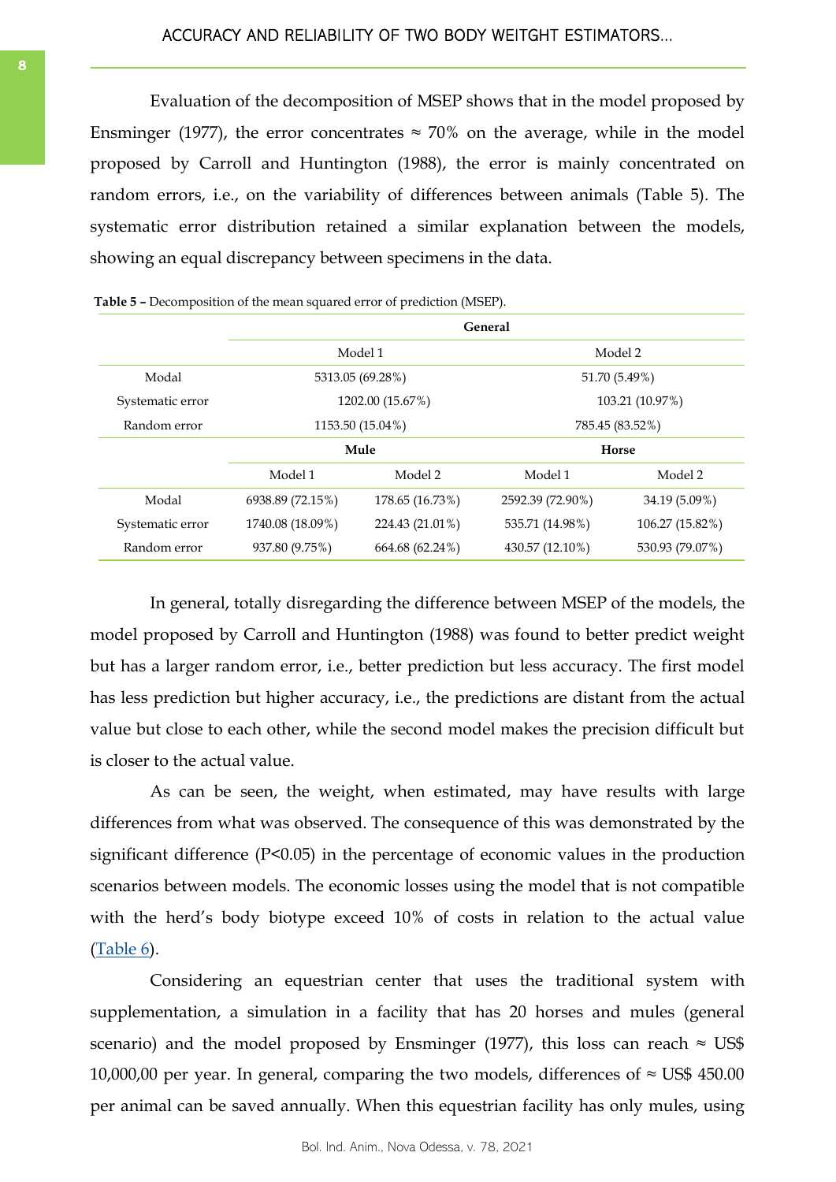Evaluation of the decomposition of MSEP shows that in the model proposed by Ensminger (1977), the error concentrates ≈ 70% on the average, while in the model proposed by Carroll and Huntington (1988), the error is mainly concentrated on random errors, i.e., on the variability of differences between animals (Table 5). The systematic error distribution retained a similar explanation between the models, showing an equal discrepancy between specimens in the data.

**Table 5 –** Decomposition of the mean squared error of prediction (MSEP).

| | **General** | | | |
|---|---|---|---|---|
| | Model 1 | | Model 2 | |
| Modal | 5313.05 (69.28%) | | 51.70 (5.49%) | |
| Systematic error | 1202.00 (15.67%) | | 103.21 (10.97%) | |
| Random error | 1153.50 (15.04%) | | 785.45 (83.52%) | |
| | **Mule** | | **Horse** | |
| | Model 1 | Model 2 | Model 1 | Model 2 |
| Modal | 6938.89 (72.15%) | 178.65 (16.73%) | 2592.39 (72.90%) | 34.19 (5.09%) |
| Systematic error | 1740.08 (18.09%) | 224.43 (21.01%) | 535.71 (14.98%) | 106.27 (15.82%) |
| Random error | 937.80 (9.75%) | 664.68 (62.24%) | 430.57 (12.10%) | 530.93 (79.07%) |

In general, totally disregarding the difference between MSEP of the models, the model proposed by Carroll and Huntington (1988) was found to better predict weight but has a larger random error, i.e., better prediction but less accuracy. The first model has less prediction but higher accuracy, i.e., the predictions are distant from the actual value but close to each other, while the second model makes the precision difficult but is closer to the actual value.

As can be seen, the weight, when estimated, may have results with large differences from what was observed. The consequence of this was demonstrated by the significant difference ($P<0.05$) in the percentage of economic values in the production scenarios between models. The economic losses using the model that is not compatible with the herd's body biotype exceed 10% of costs in relation to the actual value (Table 6).

Considering an equestrian center that uses the traditional system with supplementation, a simulation in a facility that has 20 horses and mules (general scenario) and the model proposed by Ensminger (1977), this loss can reach ≈ US$ 10,000,00 per year. In general, comparing the two models, differences of ≈ US$ 450.00 per animal can be saved annually. When this equestrian facility has only mules, using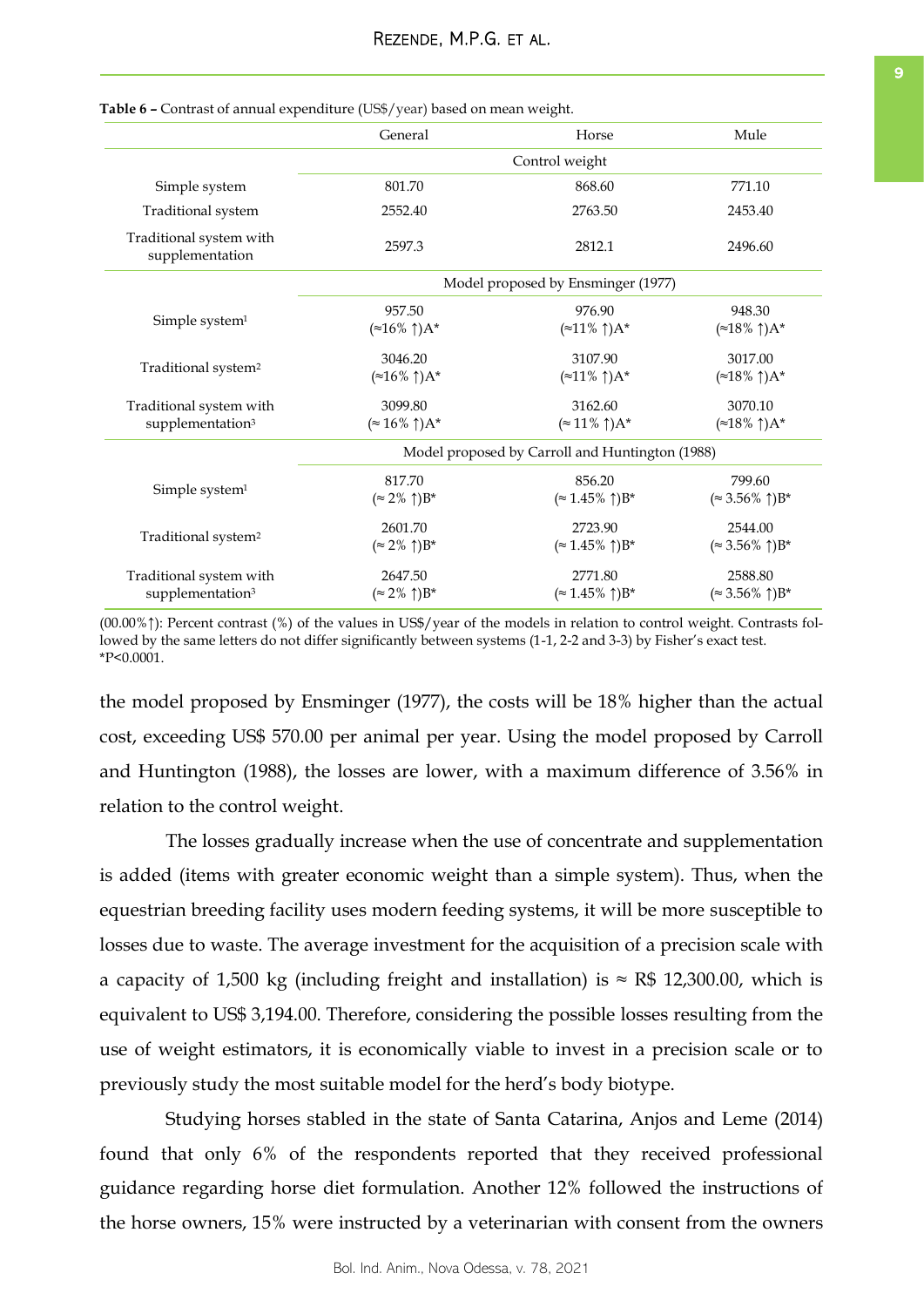**Table 6 –** Contrast of annual expenditure (US$/year) based on mean weight.

| | General | Horse | Mule |
|---|---|---|---|
| | Control weight | | |
| Simple system | 801.70 | 868.60 | 771.10 |
| Traditional system | 2552.40 | 2763.50 | 2453.40 |
| Traditional system with supplementation | 2597.3 | 2812.1 | 2496.60 |
| | Model proposed by Ensminger (1977) | | |
| Simple system[1] | 957.50 (≈16% ↑)A* | 976.90 (≈11% ↑)A* | 948.30 (≈18% ↑)A* |
| Traditional system[2] | 3046.20 (≈16% ↑)A* | 3107.90 (≈11% ↑)A* | 3017.00 (≈18% ↑)A* |
| Traditional system with supplementation[3] | 3099.80 (≈ 16% ↑)A* | 3162.60 (≈ 11% ↑)A* | 3070.10 (≈18% ↑)A* |
| | Model proposed by Carroll and Huntington (1988) | | |
| Simple system[1] | 817.70 (≈ 2% ↑)B* | 856.20 (≈ 1.45% ↑)B* | 799.60 (≈ 3.56% ↑)B* |
| Traditional system[2] | 2601.70 (≈ 2% ↑)B* | 2723.90 (≈ 1.45% ↑)B* | 2544.00 (≈ 3.56% ↑)B* |
| Traditional system with supplementation[3] | 2647.50 (≈ 2% ↑)B* | 2771.80 (≈ 1.45% ↑)B* | 2588.80 (≈ 3.56% ↑)B* |

(00.00%↑): Percent contrast (%) of the values in US$/year of the models in relation to control weight. Contrasts followed by the same letters do not differ significantly between systems (1-1, 2-2 and 3-3) by Fisher's exact test. *P<0.0001.

the model proposed by Ensminger (1977), the costs will be 18% higher than the actual cost, exceeding US$ 570.00 per animal per year. Using the model proposed by Carroll and Huntington (1988), the losses are lower, with a maximum difference of 3.56% in relation to the control weight.

The losses gradually increase when the use of concentrate and supplementation is added (items with greater economic weight than a simple system). Thus, when the equestrian breeding facility uses modern feeding systems, it will be more susceptible to losses due to waste. The average investment for the acquisition of a precision scale with a capacity of 1,500 kg (including freight and installation) is ≈ R$ 12,300.00, which is equivalent to US$ 3,194.00. Therefore, considering the possible losses resulting from the use of weight estimators, it is economically viable to invest in a precision scale or to previously study the most suitable model for the herd's body biotype.

Studying horses stabled in the state of Santa Catarina, Anjos and Leme (2014) found that only 6% of the respondents reported that they received professional guidance regarding horse diet formulation. Another 12% followed the instructions of the horse owners, 15% were instructed by a veterinarian with consent from the owners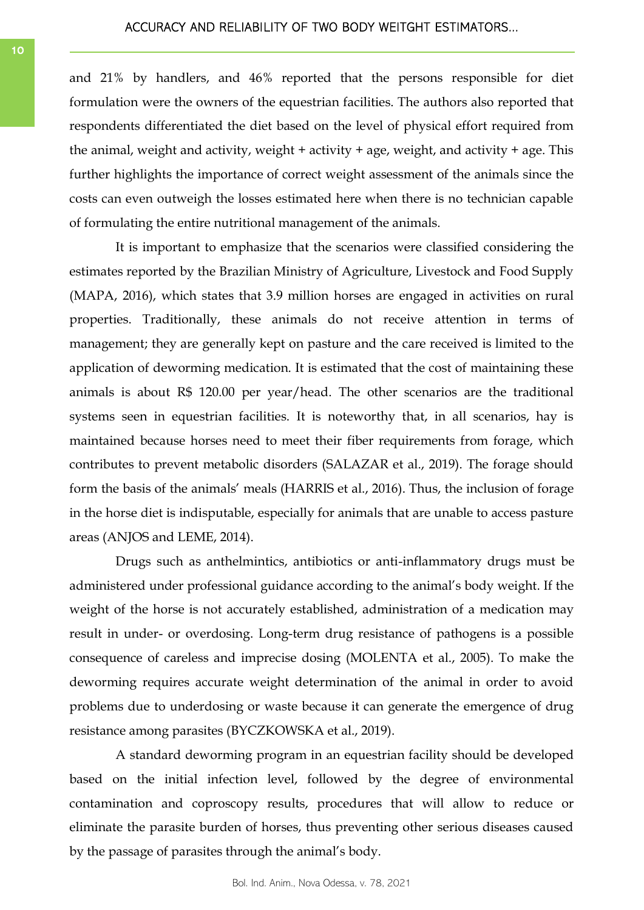and 21% by handlers, and 46% reported that the persons responsible for diet formulation were the owners of the equestrian facilities. The authors also reported that respondents differentiated the diet based on the level of physical effort required from the animal, weight and activity, weight + activity + age, weight, and activity + age. This further highlights the importance of correct weight assessment of the animals since the costs can even outweigh the losses estimated here when there is no technician capable of formulating the entire nutritional management of the animals.

It is important to emphasize that the scenarios were classified considering the estimates reported by the Brazilian Ministry of Agriculture, Livestock and Food Supply (MAPA, 2016), which states that 3.9 million horses are engaged in activities on rural properties. Traditionally, these animals do not receive attention in terms of management; they are generally kept on pasture and the care received is limited to the application of deworming medication. It is estimated that the cost of maintaining these animals is about R$ 120.00 per year/head. The other scenarios are the traditional systems seen in equestrian facilities. It is noteworthy that, in all scenarios, hay is maintained because horses need to meet their fiber requirements from forage, which contributes to prevent metabolic disorders (SALAZAR et al., 2019). The forage should form the basis of the animals' meals (HARRIS et al., 2016). Thus, the inclusion of forage in the horse diet is indisputable, especially for animals that are unable to access pasture areas (ANJOS and LEME, 2014).

Drugs such as anthelmintics, antibiotics or anti-inflammatory drugs must be administered under professional guidance according to the animal's body weight. If the weight of the horse is not accurately established, administration of a medication may result in under- or overdosing. Long-term drug resistance of pathogens is a possible consequence of careless and imprecise dosing (MOLENTA et al., 2005). To make the deworming requires accurate weight determination of the animal in order to avoid problems due to underdosing or waste because it can generate the emergence of drug resistance among parasites (BYCZKOWSKA et al., 2019).

A standard deworming program in an equestrian facility should be developed based on the initial infection level, followed by the degree of environmental contamination and coproscopy results, procedures that will allow to reduce or eliminate the parasite burden of horses, thus preventing other serious diseases caused by the passage of parasites through the animal's body.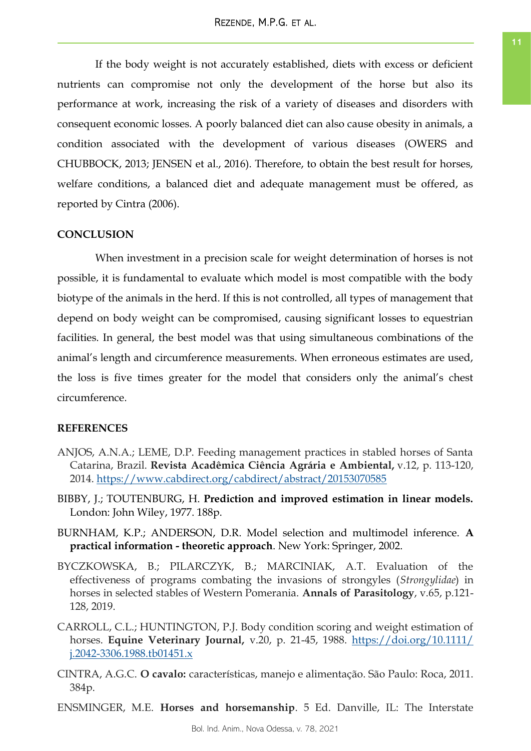If the body weight is not accurately established, diets with excess or deficient nutrients can compromise not only the development of the horse but also its performance at work, increasing the risk of a variety of diseases and disorders with consequent economic losses. A poorly balanced diet can also cause obesity in animals, a condition associated with the development of various diseases (OWERS and CHUBBOCK, 2013; JENSEN et al., 2016). Therefore, to obtain the best result for horses, welfare conditions, a balanced diet and adequate management must be offered, as reported by Cintra (2006).

## CONCLUSION

When investment in a precision scale for weight determination of horses is not possible, it is fundamental to evaluate which model is most compatible with the body biotype of the animals in the herd. If this is not controlled, all types of management that depend on body weight can be compromised, causing significant losses to equestrian facilities. In general, the best model was that using simultaneous combinations of the animal's length and circumference measurements. When erroneous estimates are used, the loss is five times greater for the model that considers only the animal's chest circumference.

## REFERENCES

ANJOS, A.N.A.; LEME, D.P. Feeding management practices in stabled horses of Santa Catarina, Brazil. **Revista Acadêmica Ciência Agrária e Ambiental,** v.12, p. 113-120, 2014. https://www.cabdirect.org/cabdirect/abstract/20153070585

BIBBY, J.; TOUTENBURG, H. **Prediction and improved estimation in linear models.** London: John Wiley, 1977. 188p.

BURNHAM, K.P.; ANDERSON, D.R. Model selection and multimodel inference. **A practical information - theoretic approach**. New York: Springer, 2002.

BYCZKOWSKA, B.; PILARCZYK, B.; MARCINIAK, A.T. Evaluation of the effectiveness of programs combating the invasions of strongyles (*Strongylidae*) in horses in selected stables of Western Pomerania. **Annals of Parasitology**, v.65, p.121-128, 2019.

CARROLL, C.L.; HUNTINGTON, P.J. Body condition scoring and weight estimation of horses. **Equine Veterinary Journal,** v.20, p. 21-45, 1988. https://doi.org/10.1111/j.2042-3306.1988.tb01451.x

CINTRA, A.G.C. **O cavalo:** características, manejo e alimentação. São Paulo: Roca, 2011. 384p.

ENSMINGER, M.E. **Horses and horsemanship**. 5 Ed. Danville, IL: The Interstate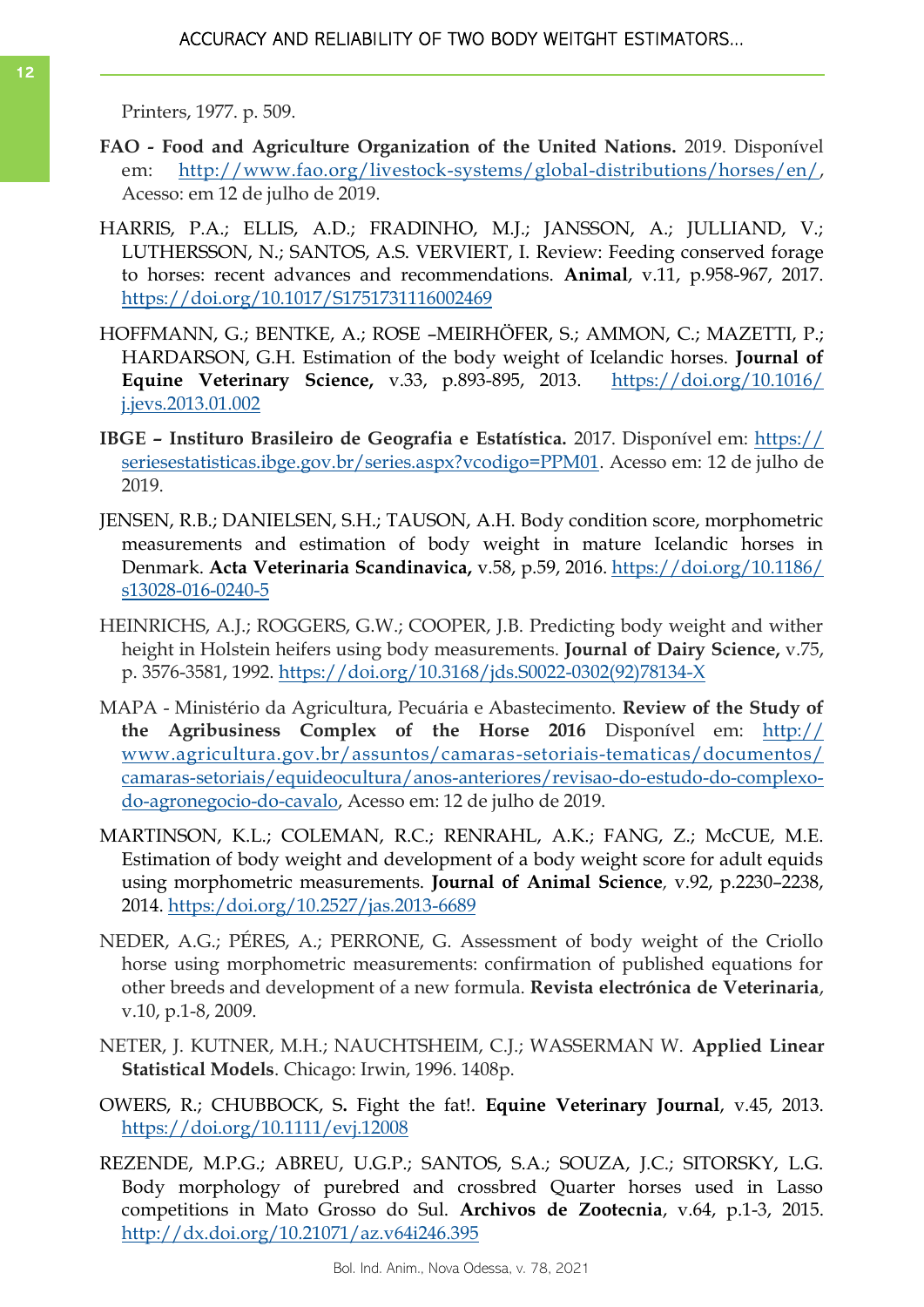Printers, 1977. p. 509.

**FAO - Food and Agriculture Organization of the United Nations.** 2019. Disponível em: http://www.fao.org/livestock-systems/global-distributions/horses/en/, Acesso: em 12 de julho de 2019.

HARRIS, P.A.; ELLIS, A.D.; FRADINHO, M.J.; JANSSON, A.; JULLIAND, V.; LUTHERSSON, N.; SANTOS, A.S. VERVIERT, I. Review: Feeding conserved forage to horses: recent advances and recommendations. **Animal**, v.11, p.958-967, 2017. https://doi.org/10.1017/S1751731116002469

HOFFMANN, G.; BENTKE, A.; ROSE –MEIRHÖFER, S.; AMMON, C.; MAZETTI, P.; HARDARSON, G.H. Estimation of the body weight of Icelandic horses. **Journal of Equine Veterinary Science,** v.33, p.893-895, 2013. https://doi.org/10.1016/j.jevs.2013.01.002

**IBGE – Instituro Brasileiro de Geografia e Estatística.** 2017. Disponível em: https://seriesestatisticas.ibge.gov.br/series.aspx?vcodigo=PPM01. Acesso em: 12 de julho de 2019.

JENSEN, R.B.; DANIELSEN, S.H.; TAUSON, A.H. Body condition score, morphometric measurements and estimation of body weight in mature Icelandic horses in Denmark. **Acta Veterinaria Scandinavica,** v.58, p.59, 2016. https://doi.org/10.1186/s13028-016-0240-5

HEINRICHS, A.J.; ROGGERS, G.W.; COOPER, J.B. Predicting body weight and wither height in Holstein heifers using body measurements. **Journal of Dairy Science,** v.75, p. 3576-3581, 1992. https://doi.org/10.3168/jds.S0022-0302(92)78134-X

MAPA - Ministério da Agricultura, Pecuária e Abastecimento. **Review of the Study of the Agribusiness Complex of the Horse 2016** Disponível em: http://www.agricultura.gov.br/assuntos/camaras-setoriais-tematicas/documentos/camaras-setoriais/equideocultura/anos-anteriores/revisao-do-estudo-do-complexo-do-agronegocio-do-cavalo, Acesso em: 12 de julho de 2019.

MARTINSON, K.L.; COLEMAN, R.C.; RENRAHL, A.K.; FANG, Z.; McCUE, M.E. Estimation of body weight and development of a body weight score for adult equids using morphometric measurements. **Journal of Animal Science**, v.92, p.2230–2238, 2014. https://doi.org/10.2527/jas.2013-6689

NEDER, A.G.; PÉRES, A.; PERRONE, G. Assessment of body weight of the Criollo horse using morphometric measurements: confirmation of published equations for other breeds and development of a new formula. **Revista electrónica de Veterinaria**, v.10, p.1-8, 2009.

NETER, J. KUTNER, M.H.; NAUCHTSHEIM, C.J.; WASSERMAN W. **Applied Linear Statistical Models**. Chicago: Irwin, 1996. 1408p.

OWERS, R.; CHUBBOCK, S**.** Fight the fat!. **Equine Veterinary Journal**, v.45, 2013. https://doi.org/10.1111/evj.12008

REZENDE, M.P.G.; ABREU, U.G.P.; SANTOS, S.A.; SOUZA, J.C.; SITORSKY, L.G. Body morphology of purebred and crossbred Quarter horses used in Lasso competitions in Mato Grosso do Sul. **Archivos de Zootecnia**, v.64, p.1-3, 2015. http://dx.doi.org/10.21071/az.v64i246.395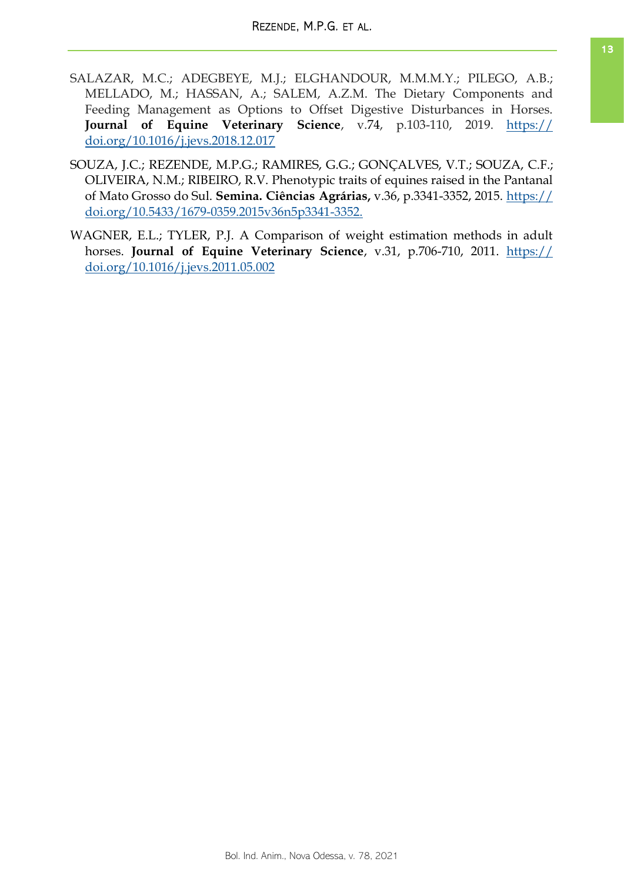SALAZAR, M.C.; ADEGBEYE, M.J.; ELGHANDOUR, M.M.M.Y.; PILEGO, A.B.; MELLADO, M.; HASSAN, A.; SALEM, A.Z.M. The Dietary Components and Feeding Management as Options to Offset Digestive Disturbances in Horses. **Journal of Equine Veterinary Science**, v.74, p.103-110, 2019. https://doi.org/10.1016/j.jevs.2018.12.017

SOUZA, J.C.; REZENDE, M.P.G.; RAMIRES, G.G.; GONÇALVES, V.T.; SOUZA, C.F.; OLIVEIRA, N.M.; RIBEIRO, R.V. Phenotypic traits of equines raised in the Pantanal of Mato Grosso do Sul. **Semina. Ciências Agrárias,** v.36, p.3341-3352, 2015. https://doi.org/10.5433/1679-0359.2015v36n5p3341-3352.

WAGNER, E.L.; TYLER, P.J. A Comparison of weight estimation methods in adult horses. **Journal of Equine Veterinary Science**, v.31, p.706-710, 2011. https://doi.org/10.1016/j.jevs.2011.05.002